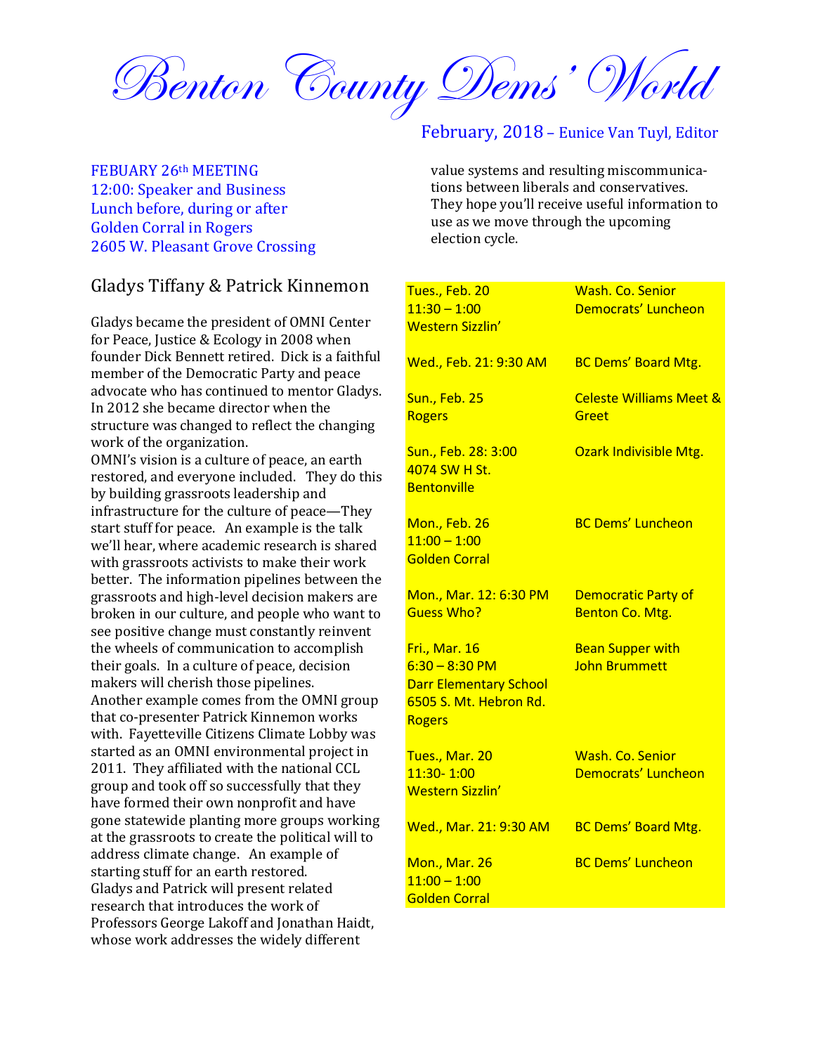# Benton County Dems' World

February, 2018 – Eunice Van Tuyl, Editor

FEBUARY 26th MEETING
12:00: Speaker and Business
Lunch before, during or after
Golden Corral in Rogers
2605 W. Pleasant Grove Crossing

## Gladys Tiffany & Patrick Kinnemon

Gladys became the president of OMNI Center for Peace, Justice & Ecology in 2008 when founder Dick Bennett retired. Dick is a faithful member of the Democratic Party and peace advocate who has continued to mentor Gladys. In 2012 she became director when the structure was changed to reflect the changing work of the organization.

OMNI's vision is a culture of peace, an earth restored, and everyone included. They do this by building grassroots leadership and infrastructure for the culture of peace—They start stuff for peace. An example is the talk we'll hear, where academic research is shared with grassroots activists to make their work better. The information pipelines between the grassroots and high-level decision makers are broken in our culture, and people who want to see positive change must constantly reinvent the wheels of communication to accomplish their goals. In a culture of peace, decision makers will cherish those pipelines.

Another example comes from the OMNI group that co-presenter Patrick Kinnemon works with. Fayetteville Citizens Climate Lobby was started as an OMNI environmental project in 2011. They affiliated with the national CCL group and took off so successfully that they have formed their own nonprofit and have gone statewide planting more groups working at the grassroots to create the political will to address climate change. An example of starting stuff for an earth restored.

Gladys and Patrick will present related research that introduces the work of Professors George Lakoff and Jonathan Haidt, whose work addresses the widely different value systems and resulting miscommunications between liberals and conservatives. They hope you'll receive useful information to use as we move through the upcoming election cycle.

| | |
|---|---|
| Tues., Feb. 20<br>11:30 – 1:00<br>Western Sizzlin' | Wash. Co. Senior Democrats' Luncheon |
| Wed., Feb. 21: 9:30 AM | BC Dems' Board Mtg. |
| Sun., Feb. 25<br>Rogers | Celeste Williams Meet & Greet |
| Sun., Feb. 28: 3:00<br>4074 SW H St.<br>Bentonville | Ozark Indivisible Mtg. |
| Mon., Feb. 26<br>11:00 – 1:00<br>Golden Corral | BC Dems' Luncheon |
| Mon., Mar. 12: 6:30 PM<br>Guess Who? | Democratic Party of Benton Co. Mtg. |
| Fri., Mar. 16<br>6:30 – 8:30 PM<br>Darr Elementary School<br>6505 S. Mt. Hebron Rd.<br>Rogers | Bean Supper with John Brummett |
| Tues., Mar. 20<br>11:30- 1:00<br>Western Sizzlin' | Wash. Co. Senior Democrats' Luncheon |
| Wed., Mar. 21: 9:30 AM | BC Dems' Board Mtg. |
| Mon., Mar. 26<br>11:00 – 1:00<br>Golden Corral | BC Dems' Luncheon |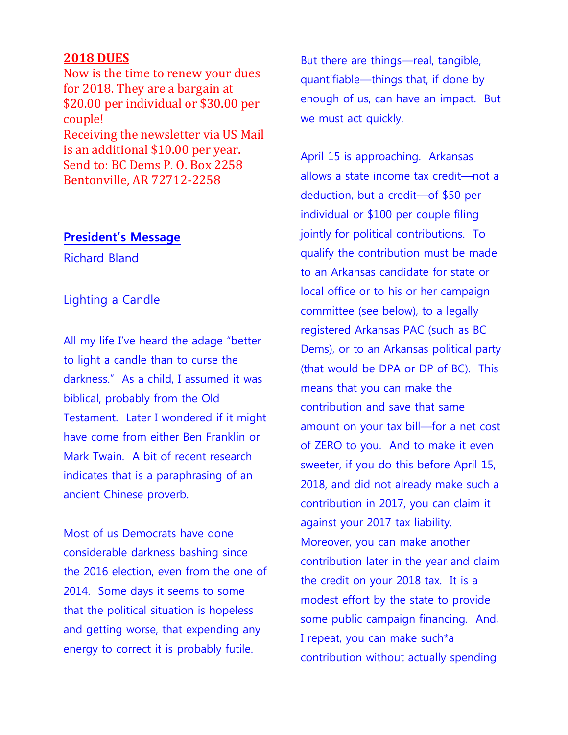## 2018 DUES

Now is the time to renew your dues for 2018. They are a bargain at $20.00 per individual or $30.00 per couple!

Receiving the newsletter via US Mail is an additional $10.00 per year.

Send to: BC Dems P. O. Box 2258 Bentonville, AR 72712-2258

## President's Message

Richard Bland

### Lighting a Candle

All my life I've heard the adage "better to light a candle than to curse the darkness." As a child, I assumed it was biblical, probably from the Old Testament. Later I wondered if it might have come from either Ben Franklin or Mark Twain. A bit of recent research indicates that is a paraphrasing of an ancient Chinese proverb.

Most of us Democrats have done considerable darkness bashing since the 2016 election, even from the one of 2014. Some days it seems to some that the political situation is hopeless and getting worse, that expending any energy to correct it is probably futile.

But there are things—real, tangible, quantifiable—things that, if done by enough of us, can have an impact. But we must act quickly.

April 15 is approaching. Arkansas allows a state income tax credit—not a deduction, but a credit—of $50 per individual or $100 per couple filing jointly for political contributions. To qualify the contribution must be made to an Arkansas candidate for state or local office or to his or her campaign committee (see below), to a legally registered Arkansas PAC (such as BC Dems), or to an Arkansas political party (that would be DPA or DP of BC). This means that you can make the contribution and save that same amount on your tax bill—for a net cost of ZERO to you. And to make it even sweeter, if you do this before April 15, 2018, and did not already make such a contribution in 2017, you can claim it against your 2017 tax liability. Moreover, you can make another contribution later in the year and claim the credit on your 2018 tax. It is a modest effort by the state to provide some public campaign financing. And, I repeat, you can make such*a contribution without actually spending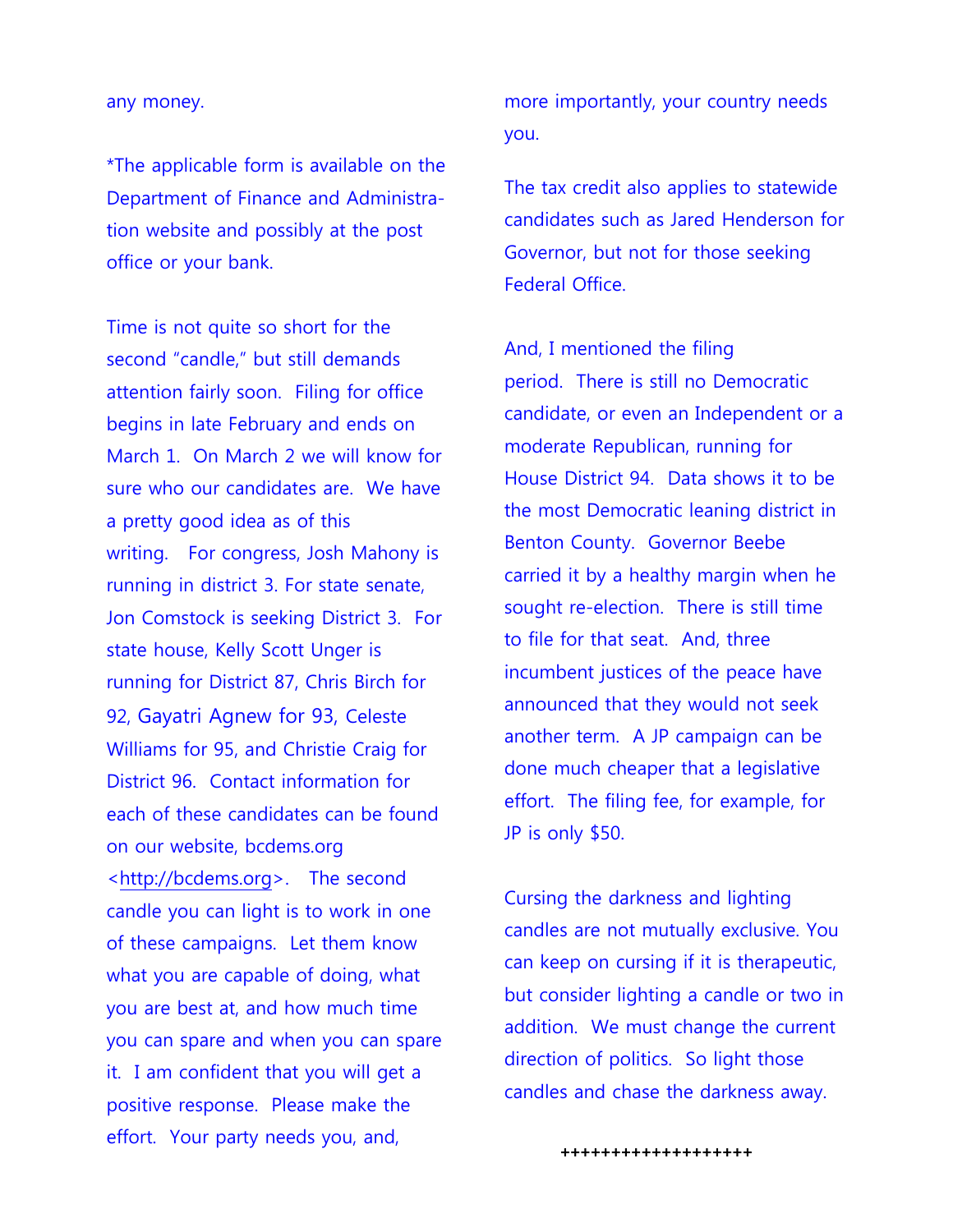any money.

*The applicable form is available on the Department of Finance and Administration website and possibly at the post office or your bank.

Time is not quite so short for the second "candle," but still demands attention fairly soon. Filing for office begins in late February and ends on March 1. On March 2 we will know for sure who our candidates are. We have a pretty good idea as of this writing. For congress, Josh Mahony is running in district 3. For state senate, Jon Comstock is seeking District 3. For state house, Kelly Scott Unger is running for District 87, Chris Birch for 92, Gayatri Agnew for 93, Celeste Williams for 95, and Christie Craig for District 96. Contact information for each of these candidates can be found on our website, bcdems.org <http://bcdems.org>. The second candle you can light is to work in one of these campaigns. Let them know what you are capable of doing, what you are best at, and how much time you can spare and when you can spare it. I am confident that you will get a positive response. Please make the effort. Your party needs you, and, more importantly, your country needs you.

The tax credit also applies to statewide candidates such as Jared Henderson for Governor, but not for those seeking Federal Office.

And, I mentioned the filing period. There is still no Democratic candidate, or even an Independent or a moderate Republican, running for House District 94. Data shows it to be the most Democratic leaning district in Benton County. Governor Beebe carried it by a healthy margin when he sought re-election. There is still time to file for that seat. And, three incumbent justices of the peace have announced that they would not seek another term. A JP campaign can be done much cheaper that a legislative effort. The filing fee, for example, for JP is only $50.

Cursing the darkness and lighting candles are not mutually exclusive. You can keep on cursing if it is therapeutic, but consider lighting a candle or two in addition. We must change the current direction of politics. So light those candles and chase the darkness away.

+++++++++++++++++++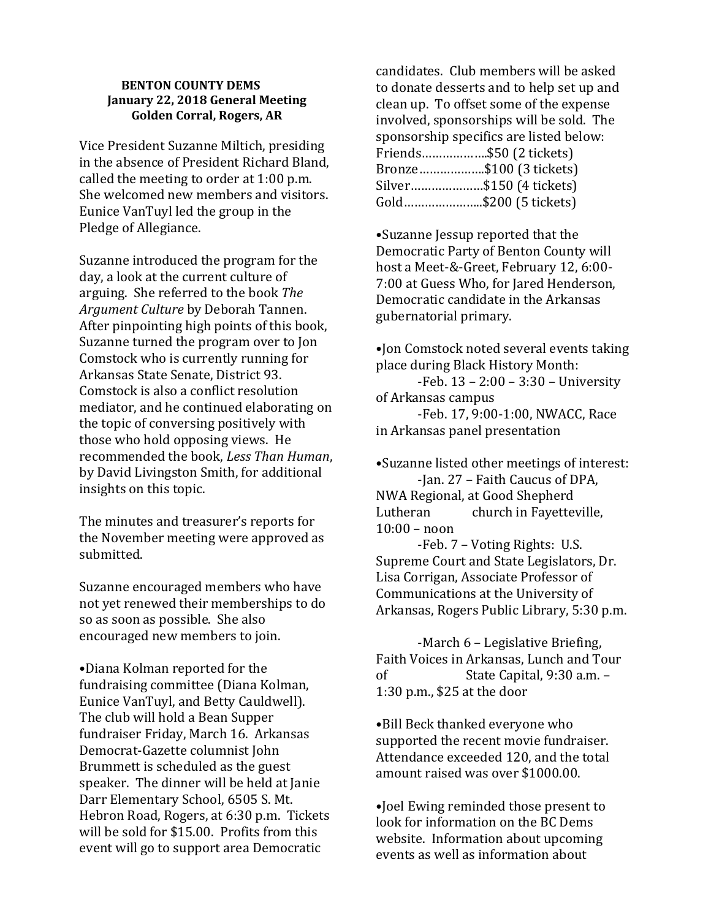**BENTON COUNTY DEMS**
**January 22, 2018 General Meeting**
**Golden Corral, Rogers, AR**

Vice President Suzanne Miltich, presiding in the absence of President Richard Bland, called the meeting to order at 1:00 p.m. She welcomed new members and visitors. Eunice VanTuyl led the group in the Pledge of Allegiance.

Suzanne introduced the program for the day, a look at the current culture of arguing. She referred to the book *The Argument Culture* by Deborah Tannen. After pinpointing high points of this book, Suzanne turned the program over to Jon Comstock who is currently running for Arkansas State Senate, District 93. Comstock is also a conflict resolution mediator, and he continued elaborating on the topic of conversing positively with those who hold opposing views. He recommended the book, *Less Than Human*, by David Livingston Smith, for additional insights on this topic.

The minutes and treasurer's reports for the November meeting were approved as submitted.

Suzanne encouraged members who have not yet renewed their memberships to do so as soon as possible. She also encouraged new members to join.

•Diana Kolman reported for the fundraising committee (Diana Kolman, Eunice VanTuyl, and Betty Cauldwell). The club will hold a Bean Supper fundraiser Friday, March 16. Arkansas Democrat-Gazette columnist John Brummett is scheduled as the guest speaker. The dinner will be held at Janie Darr Elementary School, 6505 S. Mt. Hebron Road, Rogers, at 6:30 p.m. Tickets will be sold for $15.00. Profits from this event will go to support area Democratic candidates. Club members will be asked to donate desserts and to help set up and clean up. To offset some of the expense involved, sponsorships will be sold. The sponsorship specifics are listed below:

Friends……………..$50 (2 tickets)
Bronze……………..$100 (3 tickets)
Silver………………..$150 (4 tickets)
Gold…………………..$200 (5 tickets)

•Suzanne Jessup reported that the Democratic Party of Benton County will host a Meet-&-Greet, February 12, 6:00-7:00 at Guess Who, for Jared Henderson, Democratic candidate in the Arkansas gubernatorial primary.

•Jon Comstock noted several events taking place during Black History Month:

-Feb. 13 – 2:00 – 3:30 – University of Arkansas campus

-Feb. 17, 9:00-1:00, NWACC, Race in Arkansas panel presentation

•Suzanne listed other meetings of interest:

-Jan. 27 – Faith Caucus of DPA, NWA Regional, at Good Shepherd Lutheran church in Fayetteville, 10:00 – noon

-Feb. 7 – Voting Rights: U.S. Supreme Court and State Legislators, Dr. Lisa Corrigan, Associate Professor of Communications at the University of Arkansas, Rogers Public Library, 5:30 p.m.

-March 6 – Legislative Briefing, Faith Voices in Arkansas, Lunch and Tour of State Capital, 9:30 a.m. – 1:30 p.m., $25 at the door

•Bill Beck thanked everyone who supported the recent movie fundraiser. Attendance exceeded 120, and the total amount raised was over $1000.00.

•Joel Ewing reminded those present to look for information on the BC Dems website. Information about upcoming events as well as information about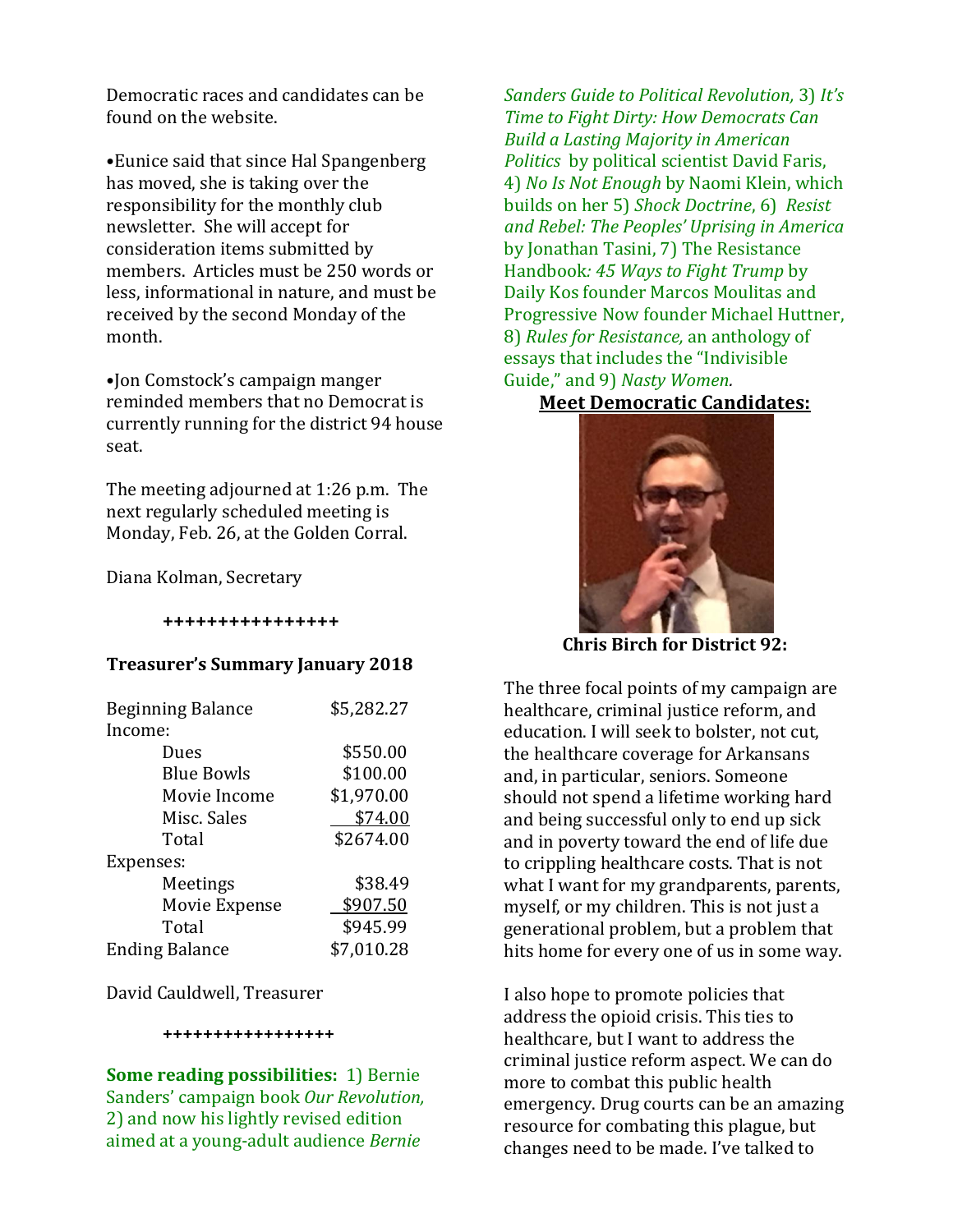Democratic races and candidates can be found on the website.

•Eunice said that since Hal Spangenberg has moved, she is taking over the responsibility for the monthly club newsletter. She will accept for consideration items submitted by members. Articles must be 250 words or less, informational in nature, and must be received by the second Monday of the month.

•Jon Comstock's campaign manger reminded members that no Democrat is currently running for the district 94 house seat.

The meeting adjourned at 1:26 p.m. The next regularly scheduled meeting is Monday, Feb. 26, at the Golden Corral.

Diana Kolman, Secretary

++++++++++++++++

**Treasurer's Summary January 2018**

| | |
|---|---|
| Beginning Balance | $5,282.27 |
| Income: | |
| Dues | $550.00 |
| Blue Bowls | $100.00 |
| Movie Income | $1,970.00 |
| Misc. Sales | $74.00 |
| Total | $2674.00 |
| Expenses: | |
| Meetings | $38.49 |
| Movie Expense | $907.50 |
| Total | $945.99 |
| Ending Balance | $7,010.28 |

David Cauldwell, Treasurer

+++++++++++++++++

**Some reading possibilities:** 1) Bernie Sanders' campaign book *Our Revolution,* 2) and now his lightly revised edition aimed at a young-adult audience *Bernie Sanders Guide to Political Revolution,* 3) *It's Time to Fight Dirty: How Democrats Can Build a Lasting Majority in American Politics* by political scientist David Faris, 4) *No Is Not Enough* by Naomi Klein, which builds on her 5) *Shock Doctrine*, 6) *Resist and Rebel: The Peoples' Uprising in America* by Jonathan Tasini, 7) The Resistance Handbook*: 45 Ways to Fight Trump* by Daily Kos founder Marcos Moulitas and Progressive Now founder Michael Huttner, 8) *Rules for Resistance,* an anthology of essays that includes the "Indivisible Guide," and 9) *Nasty Women.*

## Meet Democratic Candidates:

**Chris Birch for District 92:**

The three focal points of my campaign are healthcare, criminal justice reform, and education. I will seek to bolster, not cut, the healthcare coverage for Arkansans and, in particular, seniors. Someone should not spend a lifetime working hard and being successful only to end up sick and in poverty toward the end of life due to crippling healthcare costs. That is not what I want for my grandparents, parents, myself, or my children. This is not just a generational problem, but a problem that hits home for every one of us in some way.

I also hope to promote policies that address the opioid crisis. This ties to healthcare, but I want to address the criminal justice reform aspect. We can do more to combat this public health emergency. Drug courts can be an amazing resource for combating this plague, but changes need to be made. I've talked to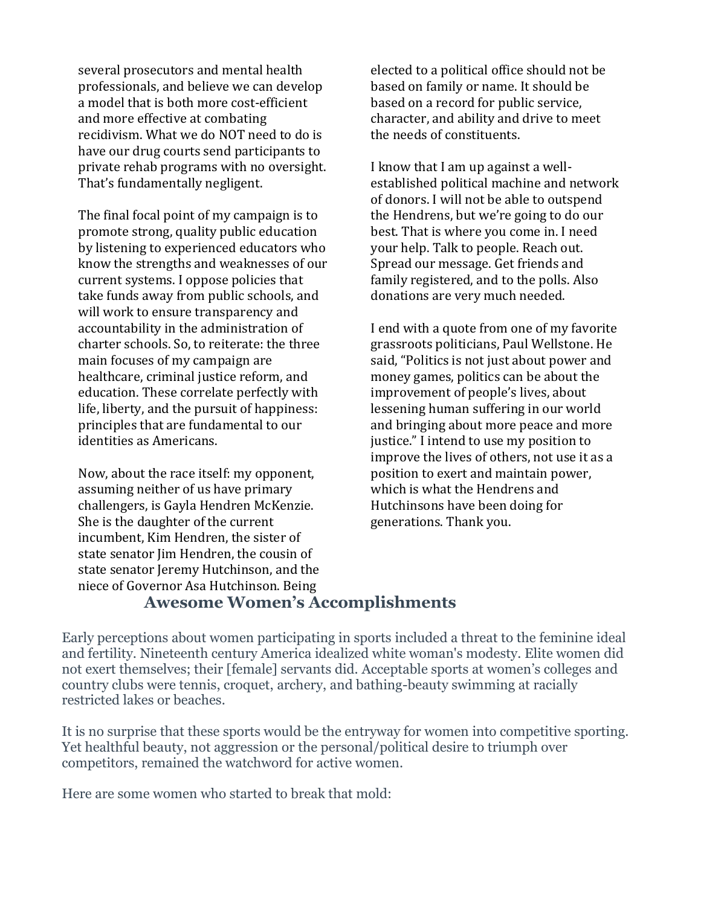several prosecutors and mental health professionals, and believe we can develop a model that is both more cost-efficient and more effective at combating recidivism. What we do NOT need to do is have our drug courts send participants to private rehab programs with no oversight. That's fundamentally negligent.

The final focal point of my campaign is to promote strong, quality public education by listening to experienced educators who know the strengths and weaknesses of our current systems. I oppose policies that take funds away from public schools, and will work to ensure transparency and accountability in the administration of charter schools. So, to reiterate: the three main focuses of my campaign are healthcare, criminal justice reform, and education. These correlate perfectly with life, liberty, and the pursuit of happiness: principles that are fundamental to our identities as Americans.

Now, about the race itself: my opponent, assuming neither of us have primary challengers, is Gayla Hendren McKenzie. She is the daughter of the current incumbent, Kim Hendren, the sister of state senator Jim Hendren, the cousin of state senator Jeremy Hutchinson, and the niece of Governor Asa Hutchinson. Being elected to a political office should not be based on family or name. It should be based on a record for public service, character, and ability and drive to meet the needs of constituents.

I know that I am up against a well-established political machine and network of donors. I will not be able to outspend the Hendrens, but we're going to do our best. That is where you come in. I need your help. Talk to people. Reach out. Spread our message. Get friends and family registered, and to the polls. Also donations are very much needed.

I end with a quote from one of my favorite grassroots politicians, Paul Wellstone. He said, "Politics is not just about power and money games, politics can be about the improvement of people's lives, about lessening human suffering in our world and bringing about more peace and more justice." I intend to use my position to improve the lives of others, not use it as a position to exert and maintain power, which is what the Hendrens and Hutchinsons have been doing for generations. Thank you.

## Awesome Women's Accomplishments

Early perceptions about women participating in sports included a threat to the feminine ideal and fertility. Nineteenth century America idealized white woman's modesty. Elite women did not exert themselves; their [female] servants did. Acceptable sports at women's colleges and country clubs were tennis, croquet, archery, and bathing-beauty swimming at racially restricted lakes or beaches.

It is no surprise that these sports would be the entryway for women into competitive sporting. Yet healthful beauty, not aggression or the personal/political desire to triumph over competitors, remained the watchword for active women.

Here are some women who started to break that mold: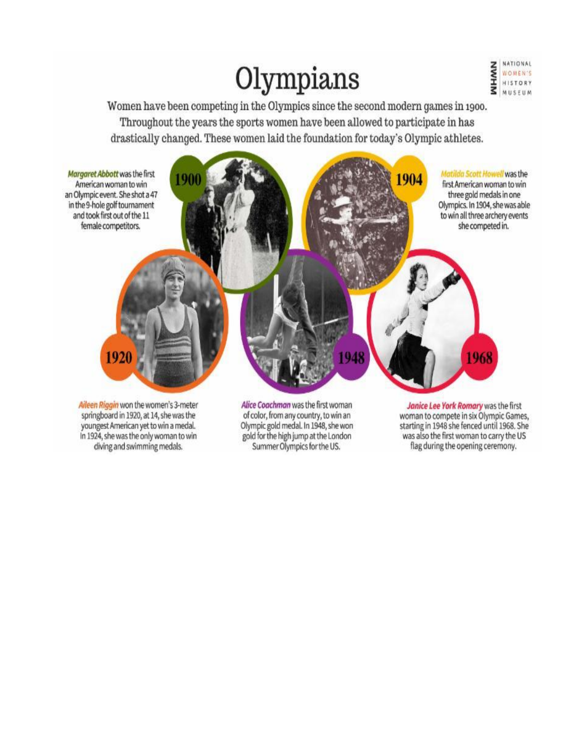# Olympians

NATIONAL WOMEN'S HISTORY MUSEUM

Women have been competing in the Olympics since the second modern games in 1900. Throughout the years the sports women have been allowed to participate in has drastically changed. These women laid the foundation for today's Olympic athletes.

**1900**

**Margaret Abbott** was the first American woman to win an Olympic event. She shot a 47 in the 9-hole golf tournament and took first out of the 11 female competitors.

**1904**

**Matilda Scott Howell** was the first American woman to win three gold medals in one Olympics. In 1904, she was able to win all three archery events she competed in.

**1920**

**Aileen Riggin** won the women's 3-meter springboard in 1920, at 14, she was the youngest American yet to win a medal. In 1924, she was the only woman to win diving and swimming medals.

**1948**

**Alice Coachman** was the first woman of color, from any country, to win an Olympic gold medal. In 1948, she won gold for the high jump at the London Summer Olympics for the US.

**1968**

**Janice Lee York Romary** was the first woman to compete in six Olympic Games, starting in 1948 she fenced until 1968. She was also the first woman to carry the US flag during the opening ceremony.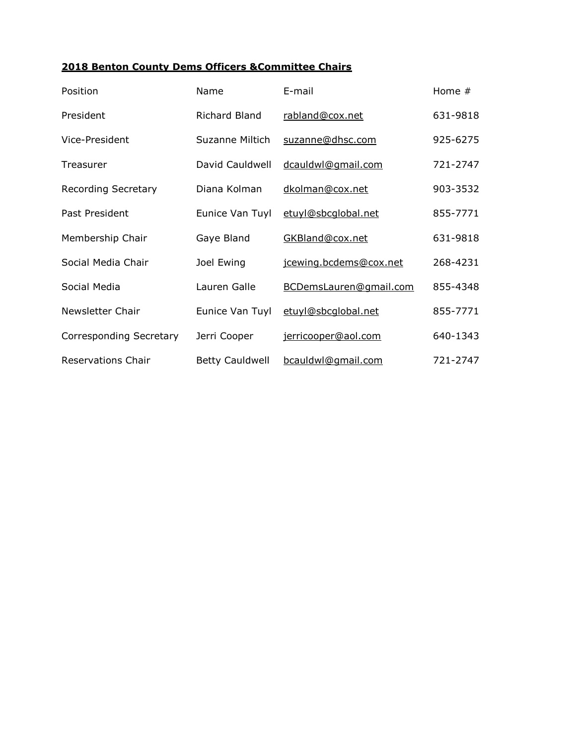**2018 Benton County Dems Officers &Committee Chairs**

| Position | Name | E-mail | Home # |
|---|---|---|---|
| President | Richard Bland | rabland@cox.net | 631-9818 |
| Vice-President | Suzanne Miltich | suzanne@dhsc.com | 925-6275 |
| Treasurer | David Cauldwell | dcauldwl@gmail.com | 721-2747 |
| Recording Secretary | Diana Kolman | dkolman@cox.net | 903-3532 |
| Past President | Eunice Van Tuyl | etuyl@sbcglobal.net | 855-7771 |
| Membership Chair | Gaye Bland | GKBland@cox.net | 631-9818 |
| Social Media Chair | Joel Ewing | jcewing.bcdems@cox.net | 268-4231 |
| Social Media | Lauren Galle | BCDemsLauren@gmail.com | 855-4348 |
| Newsletter Chair | Eunice Van Tuyl | etuyl@sbcglobal.net | 855-7771 |
| Corresponding Secretary | Jerri Cooper | jerricooper@aol.com | 640-1343 |
| Reservations Chair | Betty Cauldwell | bcauldwl@gmail.com | 721-2747 |